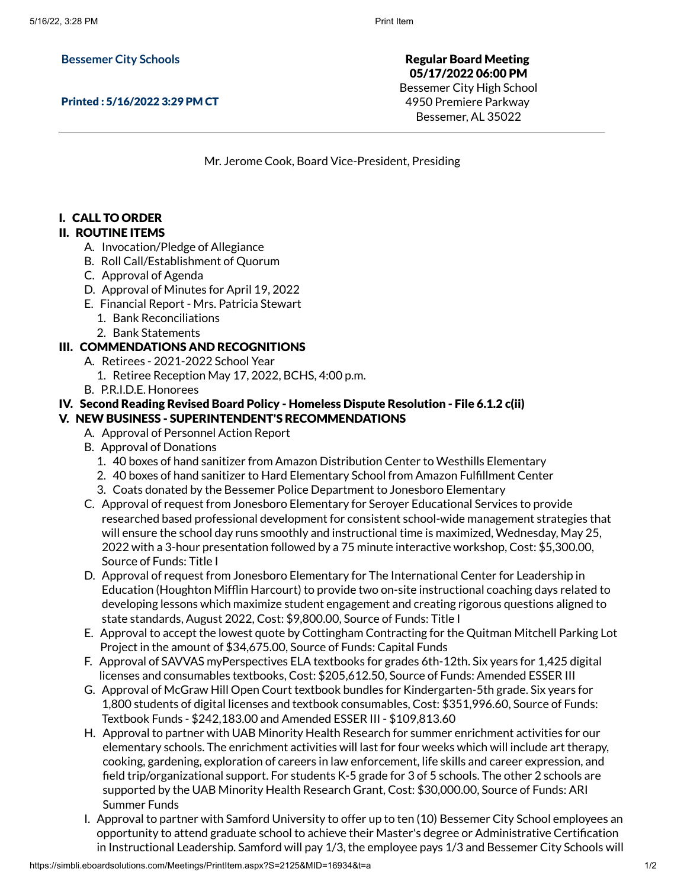**Bessemer City Schools**

**Printed : 5/16/2022 3:29 PM CT**

**Regular Board Meeting**
**05/17/2022 06:00 PM**
Bessemer City High School
4950 Premiere Parkway
Bessemer, AL 35022

---

Mr. Jerome Cook, Board Vice-President, Presiding

## I. CALL TO ORDER

## II. ROUTINE ITEMS

A. Invocation/Pledge of Allegiance
B. Roll Call/Establishment of Quorum
C. Approval of Agenda
D. Approval of Minutes for April 19, 2022
E. Financial Report - Mrs. Patricia Stewart
  1. Bank Reconciliations
  2. Bank Statements

## III. COMMENDATIONS AND RECOGNITIONS

A. Retirees - 2021-2022 School Year
  1. Retiree Reception May 17, 2022, BCHS, 4:00 p.m.
B. P.R.I.D.E. Honorees

## IV. Second Reading Revised Board Policy - Homeless Dispute Resolution - File 6.1.2 c(ii)

## V. NEW BUSINESS - SUPERINTENDENT'S RECOMMENDATIONS

A. Approval of Personnel Action Report
B. Approval of Donations
  1. 40 boxes of hand sanitizer from Amazon Distribution Center to Westhills Elementary
  2. 40 boxes of hand sanitizer to Hard Elementary School from Amazon Fulfillment Center
  3. Coats donated by the Bessemer Police Department to Jonesboro Elementary
C. Approval of request from Jonesboro Elementary for Seroyer Educational Services to provide researched based professional development for consistent school-wide management strategies that will ensure the school day runs smoothly and instructional time is maximized, Wednesday, May 25, 2022 with a 3-hour presentation followed by a 75 minute interactive workshop, Cost: $5,300.00, Source of Funds: Title I
D. Approval of request from Jonesboro Elementary for The International Center for Leadership in Education (Houghton Mifflin Harcourt) to provide two on-site instructional coaching days related to developing lessons which maximize student engagement and creating rigorous questions aligned to state standards, August 2022, Cost: $9,800.00, Source of Funds: Title I
E. Approval to accept the lowest quote by Cottingham Contracting for the Quitman Mitchell Parking Lot Project in the amount of $34,675.00, Source of Funds: Capital Funds
F. Approval of SAVVAS myPerspectives ELA textbooks for grades 6th-12th. Six years for 1,425 digital licenses and consumables textbooks, Cost: $205,612.50, Source of Funds: Amended ESSER III
G. Approval of McGraw Hill Open Court textbook bundles for Kindergarten-5th grade. Six years for 1,800 students of digital licenses and textbook consumables, Cost: $351,996.60, Source of Funds: Textbook Funds - $242,183.00 and Amended ESSER III - $109,813.60
H. Approval to partner with UAB Minority Health Research for summer enrichment activities for our elementary schools. The enrichment activities will last for four weeks which will include art therapy, cooking, gardening, exploration of careers in law enforcement, life skills and career expression, and field trip/organizational support. For students K-5 grade for 3 of 5 schools. The other 2 schools are supported by the UAB Minority Health Research Grant, Cost: $30,000.00, Source of Funds: ARI Summer Funds
I. Approval to partner with Samford University to offer up to ten (10) Bessemer City School employees an opportunity to attend graduate school to achieve their Master's degree or Administrative Certification in Instructional Leadership. Samford will pay 1/3, the employee pays 1/3 and Bessemer City Schools will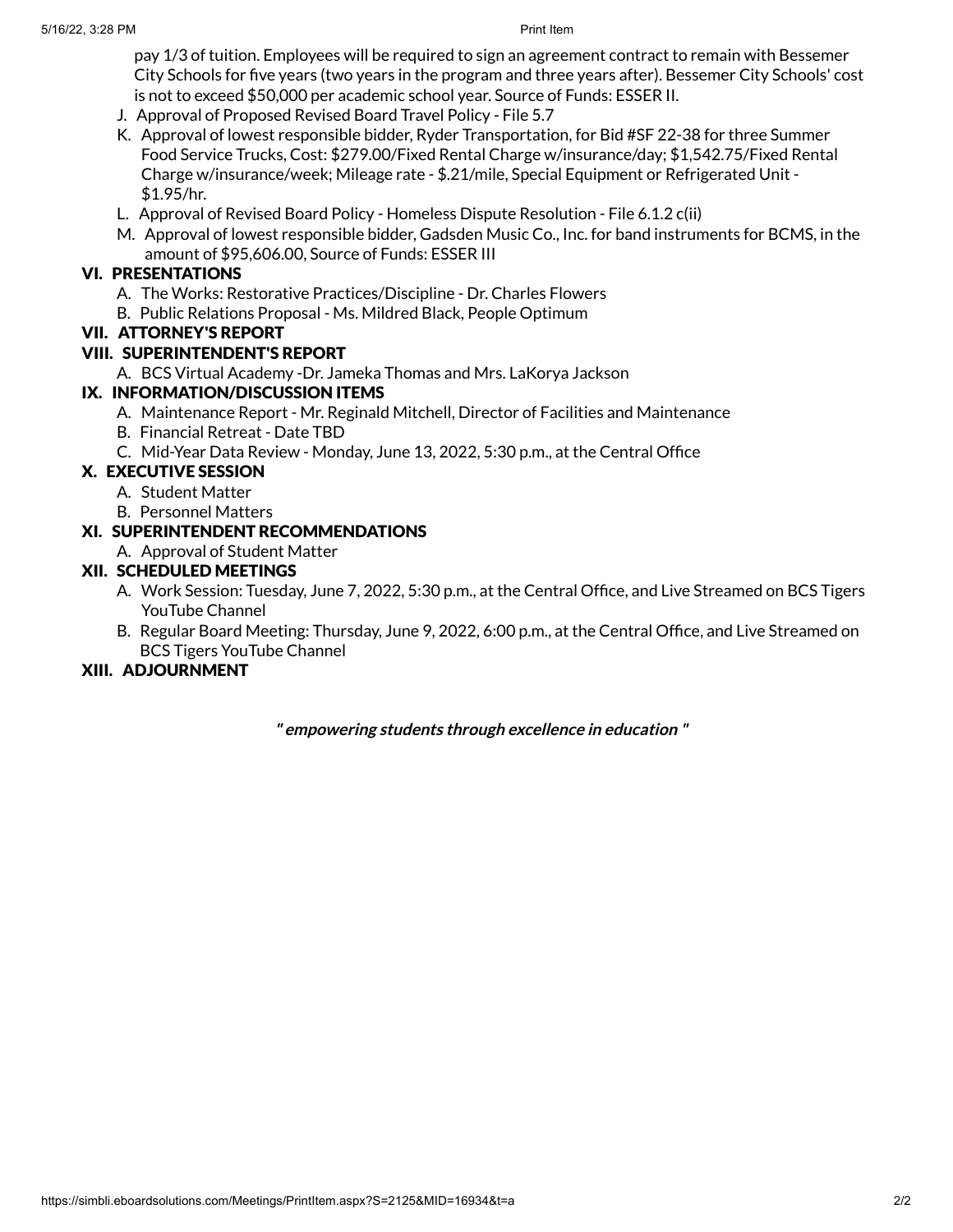pay 1/3 of tuition. Employees will be required to sign an agreement contract to remain with Bessemer City Schools for five years (two years in the program and three years after). Bessemer City Schools' cost is not to exceed $50,000 per academic school year. Source of Funds: ESSER II.

J. Approval of Proposed Revised Board Travel Policy - File 5.7

K. Approval of lowest responsible bidder, Ryder Transportation, for Bid #SF 22-38 for three Summer Food Service Trucks, Cost: $279.00/Fixed Rental Charge w/insurance/day; $1,542.75/Fixed Rental Charge w/insurance/week; Mileage rate - $.21/mile, Special Equipment or Refrigerated Unit - $1.95/hr.

L. Approval of Revised Board Policy - Homeless Dispute Resolution - File 6.1.2 c(ii)

M. Approval of lowest responsible bidder, Gadsden Music Co., Inc. for band instruments for BCMS, in the amount of $95,606.00, Source of Funds: ESSER III

## VI. PRESENTATIONS

A. The Works: Restorative Practices/Discipline - Dr. Charles Flowers

B. Public Relations Proposal - Ms. Mildred Black, People Optimum

## VII. ATTORNEY'S REPORT

## VIII. SUPERINTENDENT'S REPORT

A. BCS Virtual Academy -Dr. Jameka Thomas and Mrs. LaKorya Jackson

## IX. INFORMATION/DISCUSSION ITEMS

A. Maintenance Report - Mr. Reginald Mitchell, Director of Facilities and Maintenance

B. Financial Retreat - Date TBD

C. Mid-Year Data Review - Monday, June 13, 2022, 5:30 p.m., at the Central Office

## X. EXECUTIVE SESSION

A. Student Matter

B. Personnel Matters

## XI. SUPERINTENDENT RECOMMENDATIONS

A. Approval of Student Matter

## XII. SCHEDULED MEETINGS

A. Work Session: Tuesday, June 7, 2022, 5:30 p.m., at the Central Office, and Live Streamed on BCS Tigers YouTube Channel

B. Regular Board Meeting: Thursday, June 9, 2022, 6:00 p.m., at the Central Office, and Live Streamed on BCS Tigers YouTube Channel

## XIII. ADJOURNMENT

***" empowering students through excellence in education "***